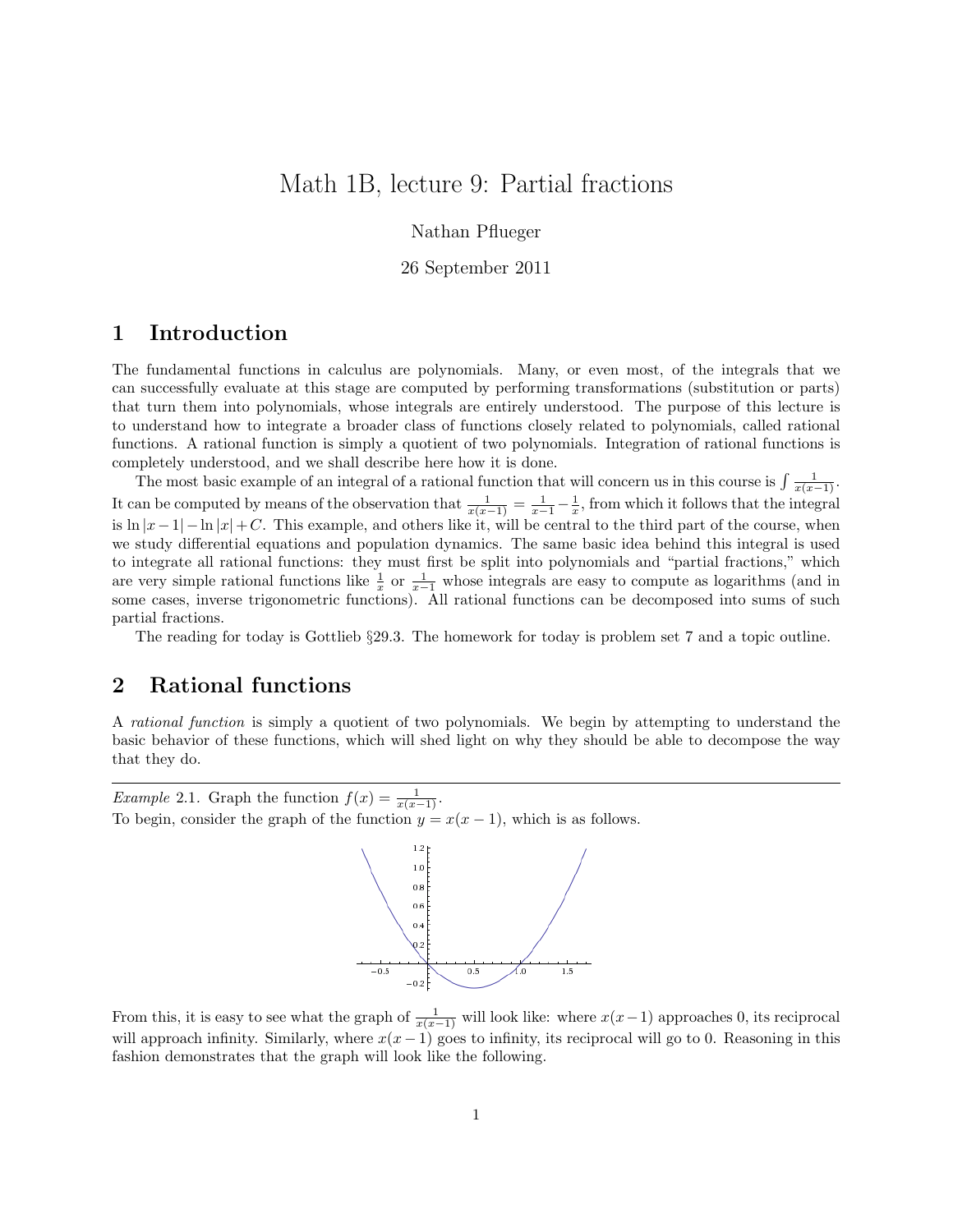# Math 1B, lecture 9: Partial fractions

Nathan Pflueger

26 September 2011

## 1 Introduction

The fundamental functions in calculus are polynomials. Many, or even most, of the integrals that we can successfully evaluate at this stage are computed by performing transformations (substitution or parts) that turn them into polynomials, whose integrals are entirely understood. The purpose of this lecture is to understand how to integrate a broader class of functions closely related to polynomials, called rational functions. A rational function is simply a quotient of two polynomials. Integration of rational functions is completely understood, and we shall describe here how it is done.

The most basic example of an integral of a rational function that will concern us in this course is $\int \frac{1}{x(x-1)}$. It can be computed by means of the observation that $\frac{1}{x(x-1)} = \frac{1}{x-1} - \frac{1}{x}$, from which it follows that the integral is $\ln|x-1| - \ln|x| + C$. This example, and others like it, will be central to the third part of the course, when we study differential equations and population dynamics. The same basic idea behind this integral is used to integrate all rational functions: they must first be split into polynomials and "partial fractions," which are very simple rational functions like $\frac{1}{x}$ or $\frac{1}{x-1}$ whose integrals are easy to compute as logarithms (and in some cases, inverse trigonometric functions). All rational functions can be decomposed into sums of such partial fractions.

The reading for today is Gottlieb §29.3. The homework for today is problem set 7 and a topic outline.

## 2 Rational functions

A *rational function* is simply a quotient of two polynomials. We begin by attempting to understand the basic behavior of these functions, which will shed light on why they should be able to decompose the way that they do.

---

*Example* 2.1. Graph the function $f(x) = \frac{1}{x(x-1)}$.

To begin, consider the graph of the function $y = x(x-1)$, which is as follows.

From this, it is easy to see what the graph of $\frac{1}{x(x-1)}$ will look like: where $x(x-1)$ approaches 0, its reciprocal will approach infinity. Similarly, where $x(x-1)$ goes to infinity, its reciprocal will go to 0. Reasoning in this fashion demonstrates that the graph will look like the following.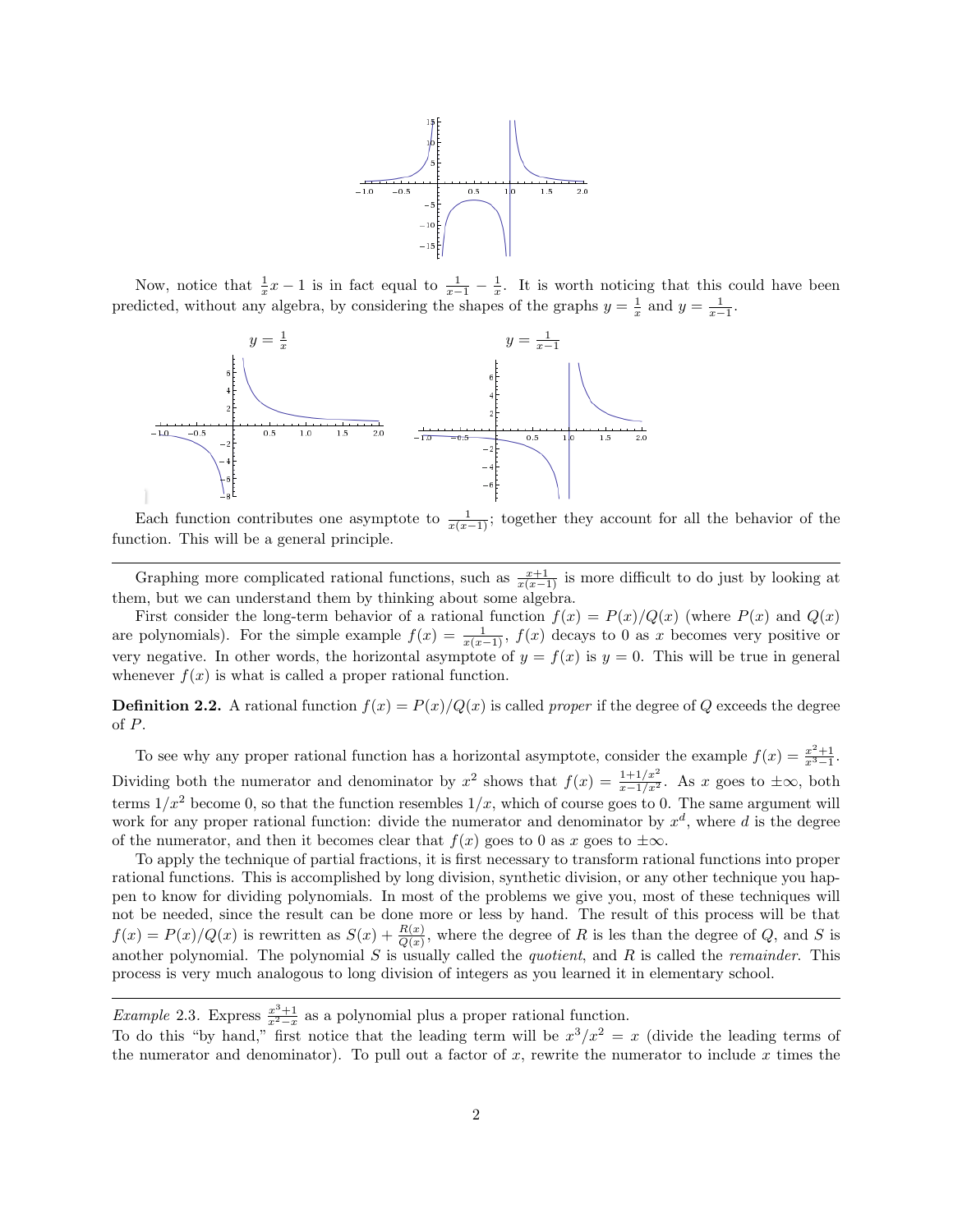Now, notice that $\frac{1}{x}x - 1$ is in fact equal to $\frac{1}{x-1} - \frac{1}{x}$. It is worth noticing that this could have been predicted, without any algebra, by considering the shapes of the graphs $y = \frac{1}{x}$ and $y = \frac{1}{x-1}$.

$y = \frac{1}{x}$ $\qquad$ $y = \frac{1}{x-1}$

Each function contributes one asymptote to $\frac{1}{x(x-1)}$; together they account for all the behavior of the function. This will be a general principle.

---

Graphing more complicated rational functions, such as $\frac{x+1}{x(x-1)}$ is more difficult to do just by looking at them, but we can understand them by thinking about some algebra.

First consider the long-term behavior of a rational function $f(x) = P(x)/Q(x)$ (where $P(x)$ and $Q(x)$ are polynomials). For the simple example $f(x) = \frac{1}{x(x-1)}$, $f(x)$ decays to 0 as $x$ becomes very positive or very negative. In other words, the horizontal asymptote of $y = f(x)$ is $y = 0$. This will be true in general whenever $f(x)$ is what is called a proper rational function.

**Definition 2.2.** A rational function $f(x) = P(x)/Q(x)$ is called *proper* if the degree of $Q$ exceeds the degree of $P$.

To see why any proper rational function has a horizontal asymptote, consider the example $f(x) = \frac{x^2+1}{x^3-1}$. Dividing both the numerator and denominator by $x^2$ shows that $f(x) = \frac{1+1/x^2}{x-1/x^2}$. As $x$ goes to $\pm\infty$, both terms $1/x^2$ become 0, so that the function resembles $1/x$, which of course goes to 0. The same argument will work for any proper rational function: divide the numerator and denominator by $x^d$, where $d$ is the degree of the numerator, and then it becomes clear that $f(x)$ goes to 0 as $x$ goes to $\pm\infty$.

To apply the technique of partial fractions, it is first necessary to transform rational functions into proper rational functions. This is accomplished by long division, synthetic division, or any other technique you happen to know for dividing polynomials. In most of the problems we give you, most of these techniques will not be needed, since the result can be done more or less by hand. The result of this process will be that $f(x) = P(x)/Q(x)$ is rewritten as $S(x) + \frac{R(x)}{Q(x)}$, where the degree of $R$ is les than the degree of $Q$, and $S$ is another polynomial. The polynomial $S$ is usually called the *quotient*, and $R$ is called the *remainder*. This process is very much analogous to long division of integers as you learned it in elementary school.

---

*Example* 2.3. Express $\frac{x^3+1}{x^2-x}$ as a polynomial plus a proper rational function.
To do this "by hand," first notice that the leading term will be $x^3/x^2 = x$ (divide the leading terms of the numerator and denominator). To pull out a factor of $x$, rewrite the numerator to include $x$ times the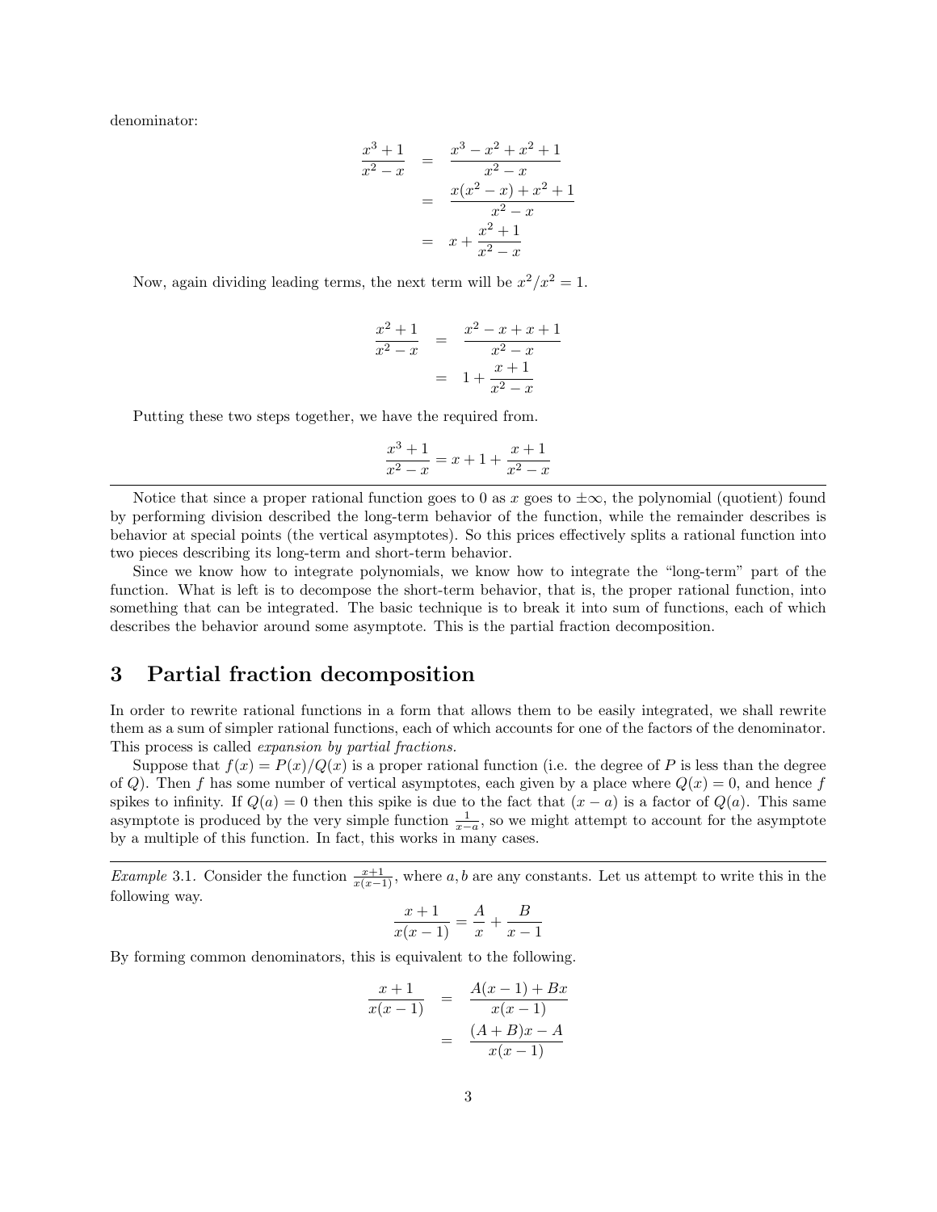denominator:

$$
\begin{aligned}
\frac{x^3+1}{x^2-x} &= \frac{x^3-x^2+x^2+1}{x^2-x} \\
&= \frac{x(x^2-x)+x^2+1}{x^2-x} \\
&= x+\frac{x^2+1}{x^2-x}
\end{aligned}
$$

Now, again dividing leading terms, the next term will be $x^2/x^2 = 1$.

$$
\begin{aligned}
\frac{x^2+1}{x^2-x} &= \frac{x^2-x+x+1}{x^2-x} \\
&= 1+\frac{x+1}{x^2-x}
\end{aligned}
$$

Putting these two steps together, we have the required from.

$$
\frac{x^3+1}{x^2-x} = x+1+\frac{x+1}{x^2-x}
$$

---

Notice that since a proper rational function goes to 0 as $x$ goes to $\pm\infty$, the polynomial (quotient) found by performing division described the long-term behavior of the function, while the remainder describes is behavior at special points (the vertical asymptotes). So this prices effectively splits a rational function into two pieces describing its long-term and short-term behavior.

Since we know how to integrate polynomials, we know how to integrate the "long-term" part of the function. What is left is to decompose the short-term behavior, that is, the proper rational function, into something that can be integrated. The basic technique is to break it into sum of functions, each of which describes the behavior around some asymptote. This is the partial fraction decomposition.

## 3 Partial fraction decomposition

In order to rewrite rational functions in a form that allows them to be easily integrated, we shall rewrite them as a sum of simpler rational functions, each of which accounts for one of the factors of the denominator. This process is called *expansion by partial fractions.*

Suppose that $f(x) = P(x)/Q(x)$ is a proper rational function (i.e. the degree of $P$ is less than the degree of $Q$). Then $f$ has some number of vertical asymptotes, each given by a place where $Q(x) = 0$, and hence $f$ spikes to infinity. If $Q(a) = 0$ then this spike is due to the fact that $(x-a)$ is a factor of $Q(a)$. This same asymptote is produced by the very simple function $\frac{1}{x-a}$, so we might attempt to account for the asymptote by a multiple of this function. In fact, this works in many cases.

---

*Example* 3.1. Consider the function $\frac{x+1}{x(x-1)}$, where $a, b$ are any constants. Let us attempt to write this in the following way.

$$
\frac{x+1}{x(x-1)} = \frac{A}{x} + \frac{B}{x-1}
$$

By forming common denominators, this is equivalent to the following.

$$
\begin{aligned}
\frac{x+1}{x(x-1)} &= \frac{A(x-1)+Bx}{x(x-1)} \\
&= \frac{(A+B)x-A}{x(x-1)}
\end{aligned}
$$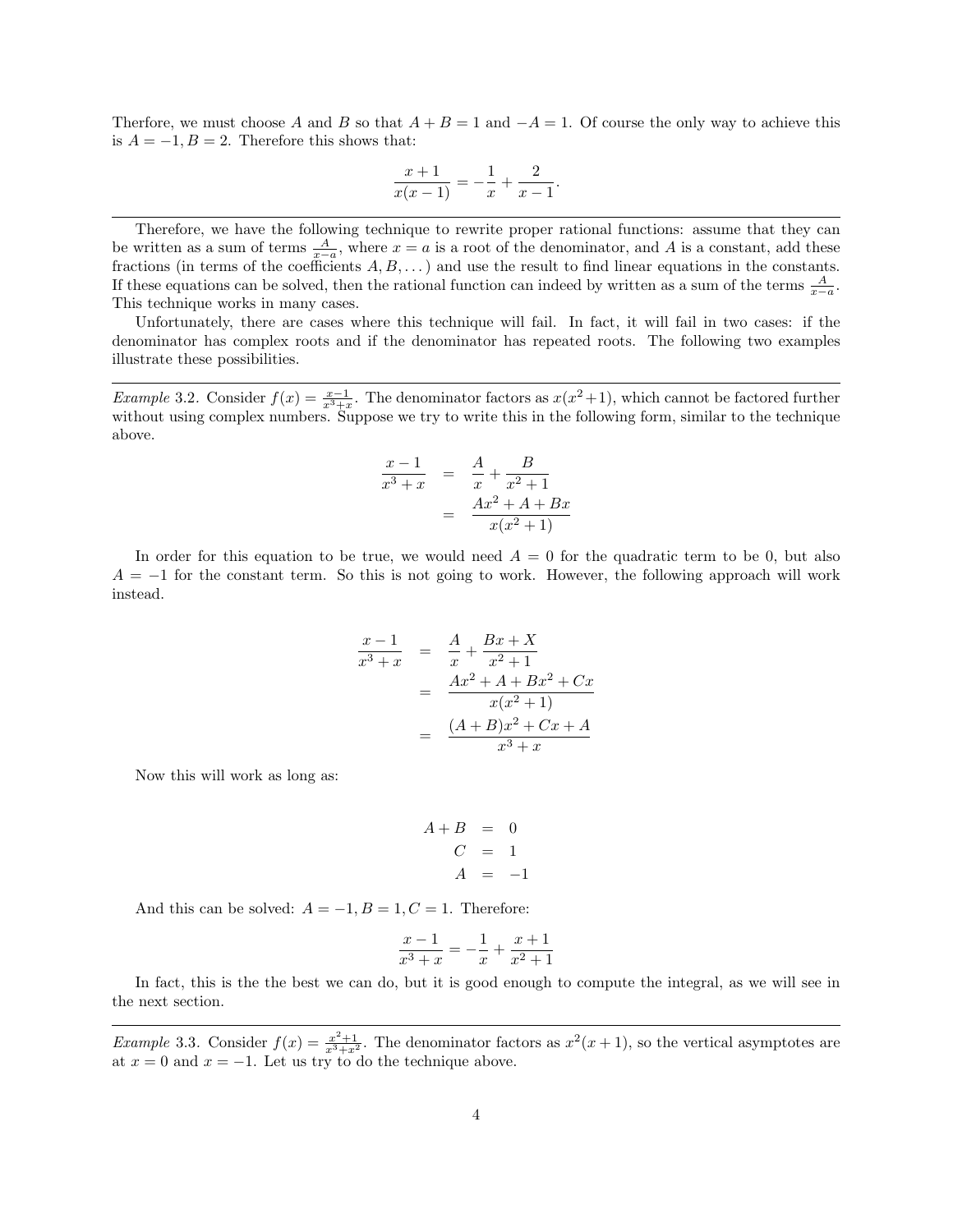Therfore, we must choose $A$ and $B$ so that $A + B = 1$ and $-A = 1$. Of course the only way to achieve this is $A = -1, B = 2$. Therefore this shows that:

$$\frac{x+1}{x(x-1)} = -\frac{1}{x} + \frac{2}{x-1}.$$

---

Therefore, we have the following technique to rewrite proper rational functions: assume that they can be written as a sum of terms $\frac{A}{x-a}$, where $x = a$ is a root of the denominator, and $A$ is a constant, add these fractions (in terms of the coefficients $A, B, \ldots$) and use the result to find linear equations in the constants. If these equations can be solved, then the rational function can indeed by written as a sum of the terms $\frac{A}{x-a}$. This technique works in many cases.

Unfortunately, there are cases where this technique will fail. In fact, it will fail in two cases: if the denominator has complex roots and if the denominator has repeated roots. The following two examples illustrate these possibilities.

---

*Example* 3.2. Consider $f(x) = \frac{x-1}{x^3+x}$. The denominator factors as $x(x^2+1)$, which cannot be factored further without using complex numbers. Suppose we try to write this in the following form, similar to the technique above.

$$\begin{aligned}
\frac{x-1}{x^3+x} &= \frac{A}{x} + \frac{B}{x^2+1} \\
&= \frac{Ax^2 + A + Bx}{x(x^2+1)}
\end{aligned}$$

In order for this equation to be true, we would need $A = 0$ for the quadratic term to be 0, but also $A = -1$ for the constant term. So this is not going to work. However, the following approach will work instead.

$$\begin{aligned}
\frac{x-1}{x^3+x} &= \frac{A}{x} + \frac{Bx+X}{x^2+1} \\
&= \frac{Ax^2 + A + Bx^2 + Cx}{x(x^2+1)} \\
&= \frac{(A+B)x^2 + Cx + A}{x^3+x}
\end{aligned}$$

Now this will work as long as:

$$\begin{aligned}
A + B &= 0 \\
C &= 1 \\
A &= -1
\end{aligned}$$

And this can be solved: $A = -1, B = 1, C = 1$. Therefore:

$$\frac{x-1}{x^3+x} = -\frac{1}{x} + \frac{x+1}{x^2+1}$$

In fact, this is the the best we can do, but it is good enough to compute the integral, as we will see in the next section.

---

*Example* 3.3. Consider $f(x) = \frac{x^2+1}{x^3+x^2}$. The denominator factors as $x^2(x+1)$, so the vertical asymptotes are at $x = 0$ and $x = -1$. Let us try to do the technique above.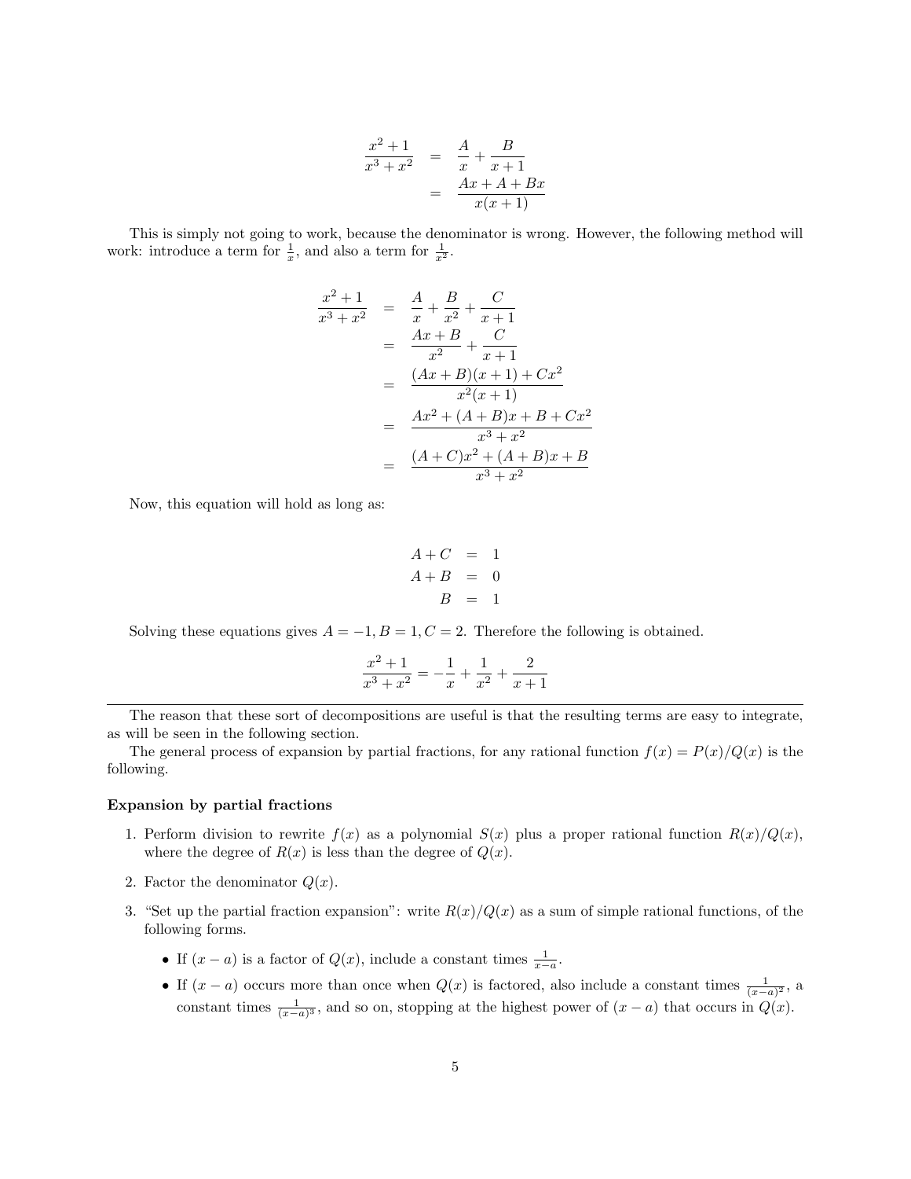$$
\begin{aligned}
\frac{x^2+1}{x^3+x^2} &= \frac{A}{x} + \frac{B}{x+1} \\
&= \frac{Ax + A + Bx}{x(x+1)}
\end{aligned}
$$

This is simply not going to work, because the denominator is wrong. However, the following method will work: introduce a term for $\frac{1}{x}$, and also a term for $\frac{1}{x^2}$.

$$
\begin{aligned}
\frac{x^2+1}{x^3+x^2} &= \frac{A}{x} + \frac{B}{x^2} + \frac{C}{x+1} \\
&= \frac{Ax+B}{x^2} + \frac{C}{x+1} \\
&= \frac{(Ax+B)(x+1) + Cx^2}{x^2(x+1)} \\
&= \frac{Ax^2 + (A+B)x + B + Cx^2}{x^3+x^2} \\
&= \frac{(A+C)x^2 + (A+B)x + B}{x^3+x^2}
\end{aligned}
$$

Now, this equation will hold as long as:

$$
\begin{aligned}
A + C &= 1 \\
A + B &= 0 \\
B &= 1
\end{aligned}
$$

Solving these equations gives $A = -1, B = 1, C = 2$. Therefore the following is obtained.

$$
\frac{x^2+1}{x^3+x^2} = -\frac{1}{x} + \frac{1}{x^2} + \frac{2}{x+1}
$$

---

The reason that these sort of decompositions are useful is that the resulting terms are easy to integrate, as will be seen in the following section.

The general process of expansion by partial fractions, for any rational function $f(x) = P(x)/Q(x)$ is the following.

**Expansion by partial fractions**

1. Perform division to rewrite $f(x)$ as a polynomial $S(x)$ plus a proper rational function $R(x)/Q(x)$, where the degree of $R(x)$ is less than the degree of $Q(x)$.
2. Factor the denominator $Q(x)$.
3. "Set up the partial fraction expansion": write $R(x)/Q(x)$ as a sum of simple rational functions, of the following forms.
   - If $(x-a)$ is a factor of $Q(x)$, include a constant times $\frac{1}{x-a}$.
   - If $(x-a)$ occurs more than once when $Q(x)$ is factored, also include a constant times $\frac{1}{(x-a)^2}$, a constant times $\frac{1}{(x-a)^3}$, and so on, stopping at the highest power of $(x-a)$ that occurs in $Q(x)$.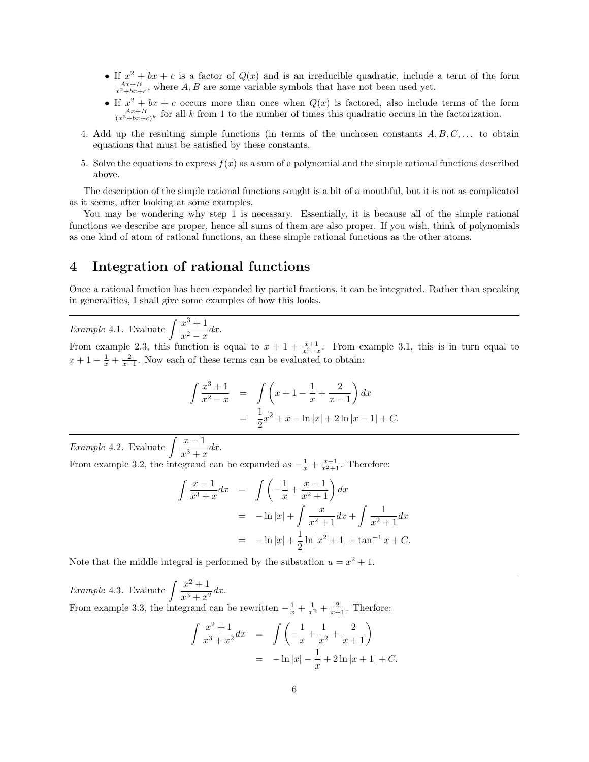- If $x^2 + bx + c$ is a factor of $Q(x)$ and is an irreducible quadratic, include a term of the form $\frac{Ax+B}{x^2+bx+c}$, where $A, B$ are some variable symbols that have not been used yet.
- If $x^2 + bx + c$ occurs more than once when $Q(x)$ is factored, also include terms of the form $\frac{Ax+B}{(x^2+bx+c)^k}$ for all $k$ from 1 to the number of times this quadratic occurs in the factorization.

4. Add up the resulting simple functions (in terms of the unchosen constants $A, B, C, \ldots$ to obtain equations that must be satisfied by these constants.

5. Solve the equations to express $f(x)$ as a sum of a polynomial and the simple rational functions described above.

The description of the simple rational functions sought is a bit of a mouthful, but it is not as complicated as it seems, after looking at some examples.

You may be wondering why step 1 is necessary. Essentially, it is because all of the simple rational functions we describe are proper, hence all sums of them are also proper. If you wish, think of polynomials as one kind of atom of rational functions, an these simple rational functions as the other atoms.

# 4 Integration of rational functions

Once a rational function has been expanded by partial fractions, it can be integrated. Rather than speaking in generalities, I shall give some examples of how this looks.

---

*Example* 4.1. Evaluate $\int \frac{x^3+1}{x^2-x}dx$.
From example 2.3, this function is equal to $x + 1 + \frac{x+1}{x^2-x}$. From example 3.1, this is in turn equal to $x + 1 - \frac{1}{x} + \frac{2}{x-1}$. Now each of these terms can be evaluated to obtain:

$$
\begin{aligned}
\int \frac{x^3+1}{x^2-x} &= \int \left(x + 1 - \frac{1}{x} + \frac{2}{x-1}\right) dx \\
&= \frac{1}{2}x^2 + x - \ln|x| + 2\ln|x-1| + C.
\end{aligned}
$$

---

*Example* 4.2. Evaluate $\int \frac{x-1}{x^3+x}dx$.
From example 3.2, the integrand can be expanded as $-\frac{1}{x} + \frac{x+1}{x^2+1}$. Therefore:

$$
\begin{aligned}
\int \frac{x-1}{x^3+x}dx &= \int \left(-\frac{1}{x} + \frac{x+1}{x^2+1}\right) dx \\
&= -\ln|x| + \int \frac{x}{x^2+1}dx + \int \frac{1}{x^2+1}dx \\
&= -\ln|x| + \frac{1}{2}\ln|x^2+1| + \tan^{-1} x + C.
\end{aligned}
$$

Note that the middle integral is performed by the substation $u = x^2 + 1$.

---

*Example* 4.3. Evaluate $\int \frac{x^2+1}{x^3+x^2}dx$.
From example 3.3, the integrand can be rewritten $-\frac{1}{x} + \frac{1}{x^2} + \frac{2}{x+1}$. Therfore:

$$
\begin{aligned}
\int \frac{x^2+1}{x^3+x^2}dx &= \int \left(-\frac{1}{x} + \frac{1}{x^2} + \frac{2}{x+1}\right) \\
&= -\ln|x| - \frac{1}{x} + 2\ln|x+1| + C.
\end{aligned}
$$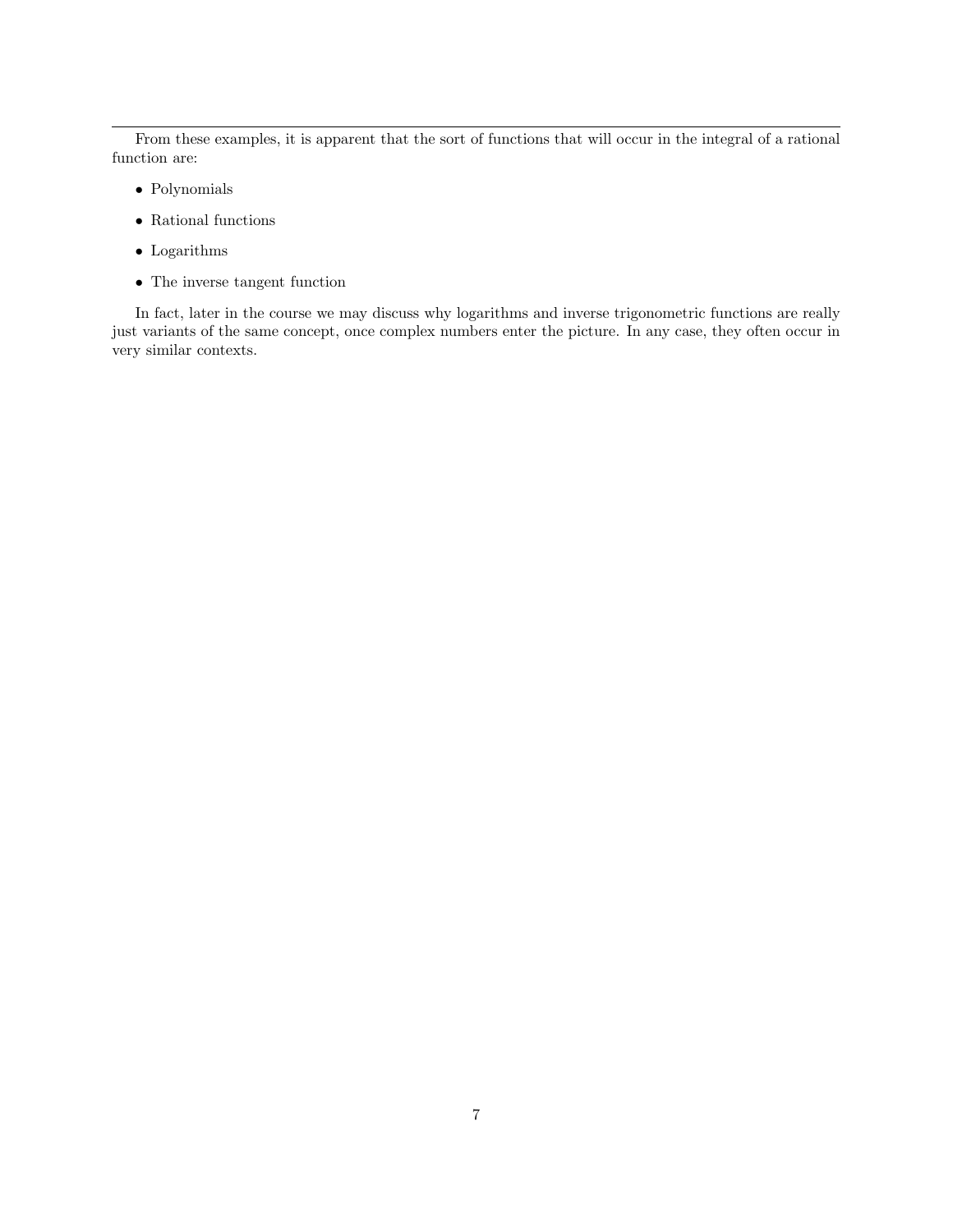From these examples, it is apparent that the sort of functions that will occur in the integral of a rational function are:

- Polynomials
- Rational functions
- Logarithms
- The inverse tangent function

In fact, later in the course we may discuss why logarithms and inverse trigonometric functions are really just variants of the same concept, once complex numbers enter the picture. In any case, they often occur in very similar contexts.